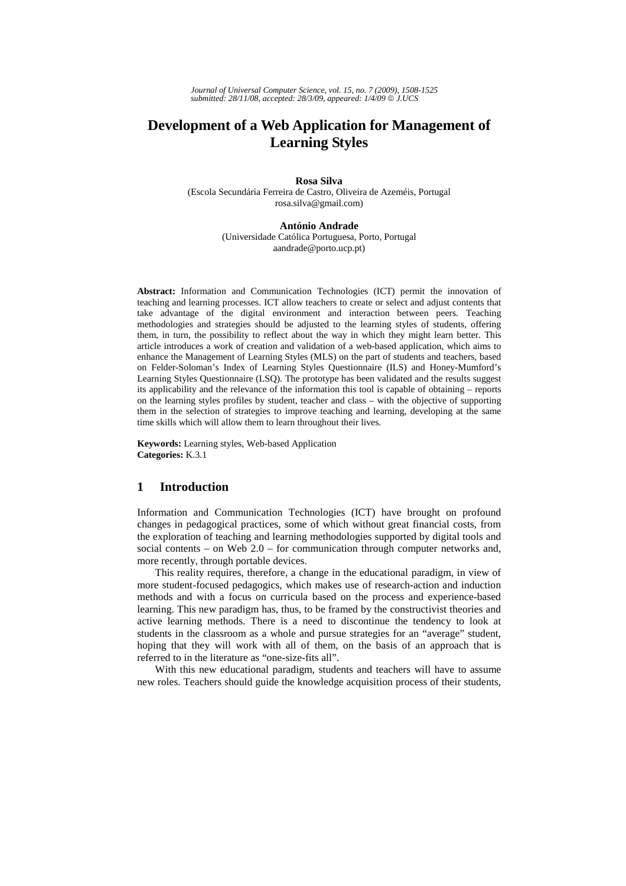# Development of a Web Application for Management of Learning Styles

**Rosa Silva**
(Escola Secundária Ferreira de Castro, Oliveira de Azeméis, Portugal
rosa.silva@gmail.com)

**António Andrade**
(Universidade Católica Portuguesa, Porto, Portugal
aandrade@porto.ucp.pt)

**Abstract:** Information and Communication Technologies (ICT) permit the innovation of teaching and learning processes. ICT allow teachers to create or select and adjust contents that take advantage of the digital environment and interaction between peers. Teaching methodologies and strategies should be adjusted to the learning styles of students, offering them, in turn, the possibility to reflect about the way in which they might learn better. This article introduces a work of creation and validation of a web-based application, which aims to enhance the Management of Learning Styles (MLS) on the part of students and teachers, based on Felder-Soloman's Index of Learning Styles Questionnaire (ILS) and Honey-Mumford's Learning Styles Questionnaire (LSQ). The prototype has been validated and the results suggest its applicability and the relevance of the information this tool is capable of obtaining – reports on the learning styles profiles by student, teacher and class – with the objective of supporting them in the selection of strategies to improve teaching and learning, developing at the same time skills which will allow them to learn throughout their lives.

**Keywords:** Learning styles, Web-based Application
**Categories:** K.3.1

## 1 Introduction

Information and Communication Technologies (ICT) have brought on profound changes in pedagogical practices, some of which without great financial costs, from the exploration of teaching and learning methodologies supported by digital tools and social contents – on Web 2.0 – for communication through computer networks and, more recently, through portable devices.

This reality requires, therefore, a change in the educational paradigm, in view of more student-focused pedagogics, which makes use of research-action and induction methods and with a focus on curricula based on the process and experience-based learning. This new paradigm has, thus, to be framed by the constructivist theories and active learning methods. There is a need to discontinue the tendency to look at students in the classroom as a whole and pursue strategies for an "average" student, hoping that they will work with all of them, on the basis of an approach that is referred to in the literature as "one-size-fits all".

With this new educational paradigm, students and teachers will have to assume new roles. Teachers should guide the knowledge acquisition process of their students,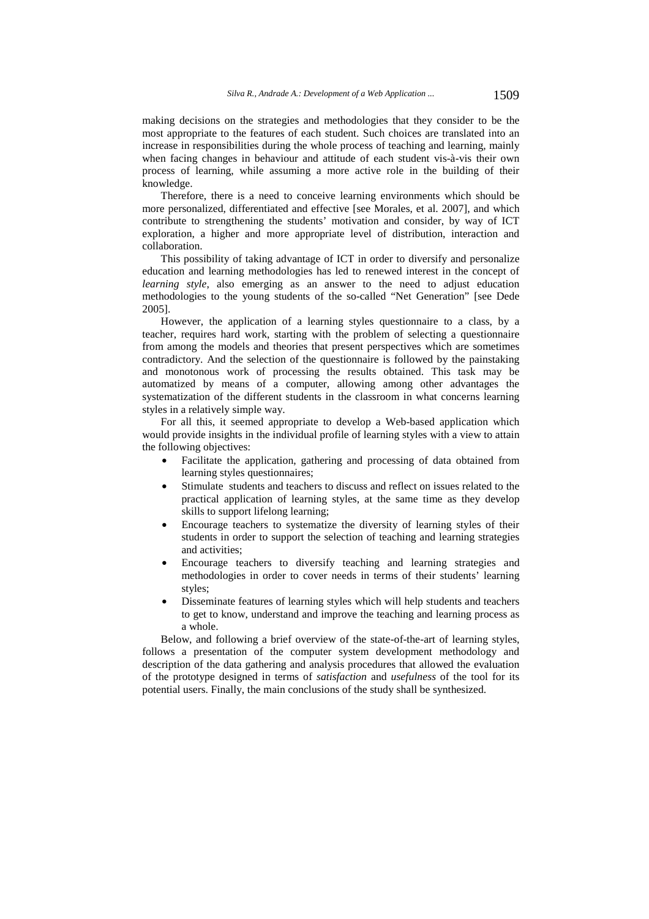making decisions on the strategies and methodologies that they consider to be the most appropriate to the features of each student. Such choices are translated into an increase in responsibilities during the whole process of teaching and learning, mainly when facing changes in behaviour and attitude of each student vis-à-vis their own process of learning, while assuming a more active role in the building of their knowledge.

Therefore, there is a need to conceive learning environments which should be more personalized, differentiated and effective [see Morales, et al. 2007], and which contribute to strengthening the students' motivation and consider, by way of ICT exploration, a higher and more appropriate level of distribution, interaction and collaboration.

This possibility of taking advantage of ICT in order to diversify and personalize education and learning methodologies has led to renewed interest in the concept of *learning style*, also emerging as an answer to the need to adjust education methodologies to the young students of the so-called "Net Generation" [see Dede 2005].

However, the application of a learning styles questionnaire to a class, by a teacher, requires hard work, starting with the problem of selecting a questionnaire from among the models and theories that present perspectives which are sometimes contradictory. And the selection of the questionnaire is followed by the painstaking and monotonous work of processing the results obtained. This task may be automatized by means of a computer, allowing among other advantages the systematization of the different students in the classroom in what concerns learning styles in a relatively simple way.

For all this, it seemed appropriate to develop a Web-based application which would provide insights in the individual profile of learning styles with a view to attain the following objectives:

- Facilitate the application, gathering and processing of data obtained from learning styles questionnaires;
- Stimulate students and teachers to discuss and reflect on issues related to the practical application of learning styles, at the same time as they develop skills to support lifelong learning;
- Encourage teachers to systematize the diversity of learning styles of their students in order to support the selection of teaching and learning strategies and activities;
- Encourage teachers to diversify teaching and learning strategies and methodologies in order to cover needs in terms of their students' learning styles;
- Disseminate features of learning styles which will help students and teachers to get to know, understand and improve the teaching and learning process as a whole.

Below, and following a brief overview of the state-of-the-art of learning styles, follows a presentation of the computer system development methodology and description of the data gathering and analysis procedures that allowed the evaluation of the prototype designed in terms of *satisfaction* and *usefulness* of the tool for its potential users. Finally, the main conclusions of the study shall be synthesized.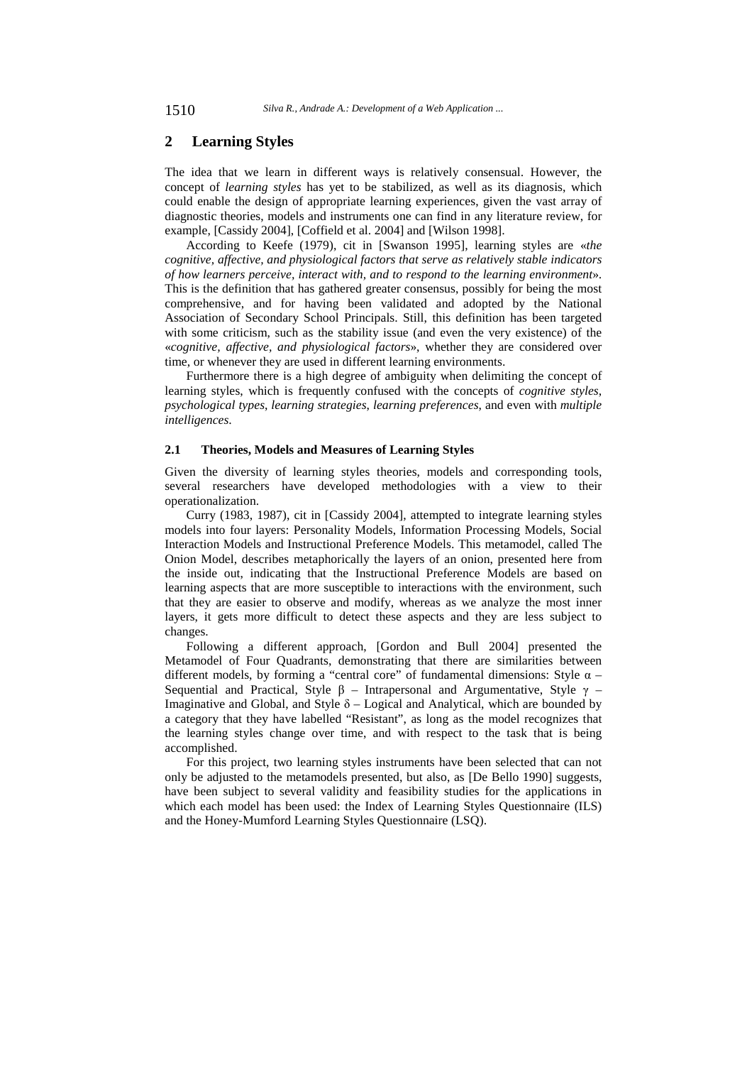## 2 Learning Styles

The idea that we learn in different ways is relatively consensual. However, the concept of *learning styles* has yet to be stabilized, as well as its diagnosis, which could enable the design of appropriate learning experiences, given the vast array of diagnostic theories, models and instruments one can find in any literature review, for example, [Cassidy 2004], [Coffield et al. 2004] and [Wilson 1998].

According to Keefe (1979), cit in [Swanson 1995], learning styles are «*the cognitive, affective, and physiological factors that serve as relatively stable indicators of how learners perceive, interact with, and to respond to the learning environment*». This is the definition that has gathered greater consensus, possibly for being the most comprehensive, and for having been validated and adopted by the National Association of Secondary School Principals. Still, this definition has been targeted with some criticism, such as the stability issue (and even the very existence) of the «*cognitive, affective, and physiological factors*», whether they are considered over time, or whenever they are used in different learning environments.

Furthermore there is a high degree of ambiguity when delimiting the concept of learning styles, which is frequently confused with the concepts of *cognitive styles*, *psychological types*, *learning strategies*, *learning preferences*, and even with *multiple intelligences*.

### 2.1 Theories, Models and Measures of Learning Styles

Given the diversity of learning styles theories, models and corresponding tools, several researchers have developed methodologies with a view to their operationalization.

Curry (1983, 1987), cit in [Cassidy 2004], attempted to integrate learning styles models into four layers: Personality Models, Information Processing Models, Social Interaction Models and Instructional Preference Models. This metamodel, called The Onion Model, describes metaphorically the layers of an onion, presented here from the inside out, indicating that the Instructional Preference Models are based on learning aspects that are more susceptible to interactions with the environment, such that they are easier to observe and modify, whereas as we analyze the most inner layers, it gets more difficult to detect these aspects and they are less subject to changes.

Following a different approach, [Gordon and Bull 2004] presented the Metamodel of Four Quadrants, demonstrating that there are similarities between different models, by forming a "central core" of fundamental dimensions: Style $\alpha$ – Sequential and Practical, Style $\beta$ – Intrapersonal and Argumentative, Style $\gamma$ – Imaginative and Global, and Style $\delta$ – Logical and Analytical, which are bounded by a category that they have labelled "Resistant", as long as the model recognizes that the learning styles change over time, and with respect to the task that is being accomplished.

For this project, two learning styles instruments have been selected that can not only be adjusted to the metamodels presented, but also, as [De Bello 1990] suggests, have been subject to several validity and feasibility studies for the applications in which each model has been used: the Index of Learning Styles Questionnaire (ILS) and the Honey-Mumford Learning Styles Questionnaire (LSQ).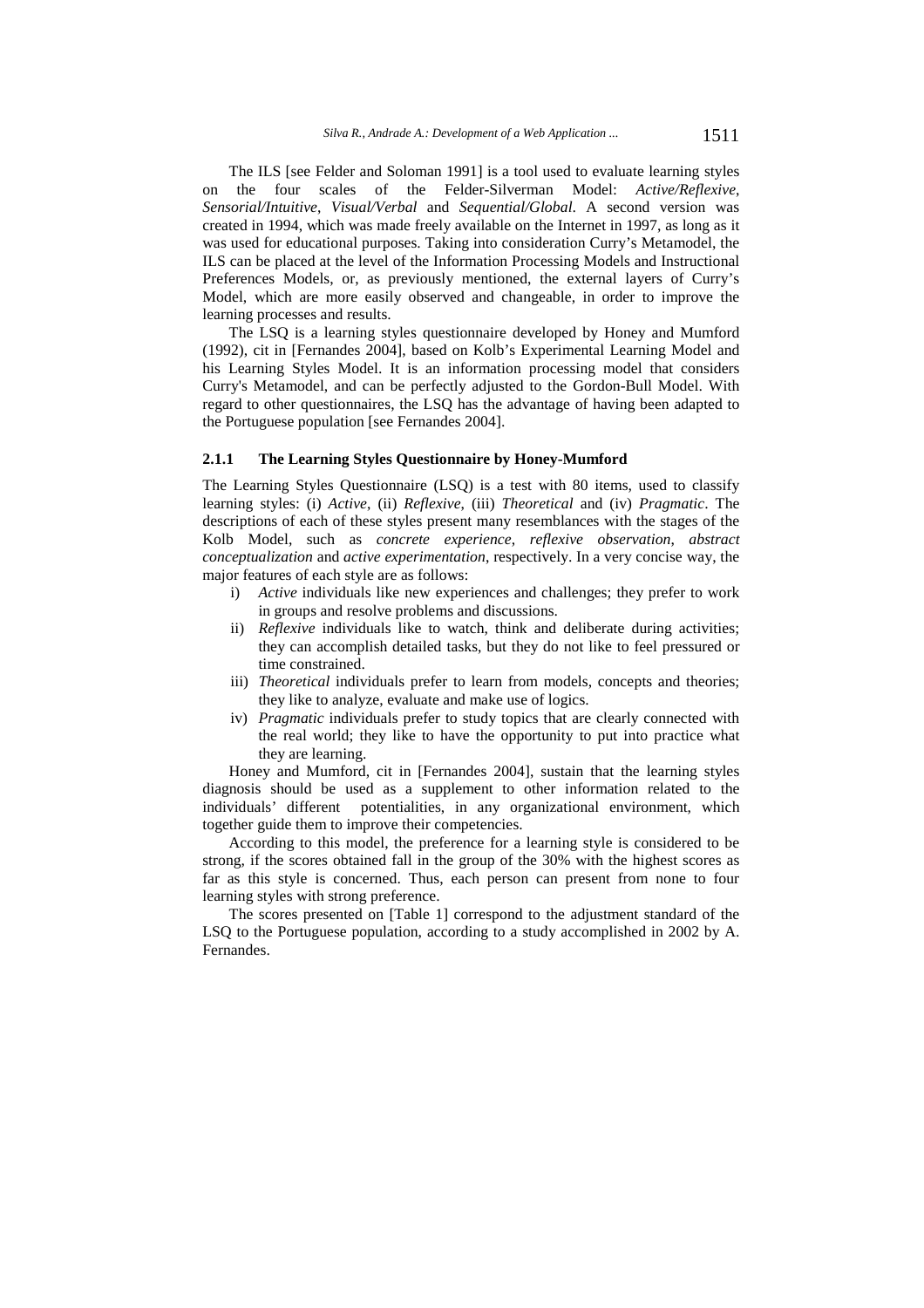The ILS [see Felder and Soloman 1991] is a tool used to evaluate learning styles on the four scales of the Felder-Silverman Model: *Active/Reflexive*, *Sensorial/Intuitive*, *Visual/Verbal* and *Sequential/Global*. A second version was created in 1994, which was made freely available on the Internet in 1997, as long as it was used for educational purposes. Taking into consideration Curry's Metamodel, the ILS can be placed at the level of the Information Processing Models and Instructional Preferences Models, or, as previously mentioned, the external layers of Curry's Model, which are more easily observed and changeable, in order to improve the learning processes and results.

The LSQ is a learning styles questionnaire developed by Honey and Mumford (1992), cit in [Fernandes 2004], based on Kolb's Experimental Learning Model and his Learning Styles Model. It is an information processing model that considers Curry's Metamodel, and can be perfectly adjusted to the Gordon-Bull Model. With regard to other questionnaires, the LSQ has the advantage of having been adapted to the Portuguese population [see Fernandes 2004].

### 2.1.1 The Learning Styles Questionnaire by Honey-Mumford

The Learning Styles Questionnaire (LSQ) is a test with 80 items, used to classify learning styles: (i) *Active*, (ii) *Reflexive*, (iii) *Theoretical* and (iv) *Pragmatic*. The descriptions of each of these styles present many resemblances with the stages of the Kolb Model, such as *concrete experience*, *reflexive observation*, *abstract conceptualization* and *active experimentation*, respectively. In a very concise way, the major features of each style are as follows:

i) *Active* individuals like new experiences and challenges; they prefer to work in groups and resolve problems and discussions.
ii) *Reflexive* individuals like to watch, think and deliberate during activities; they can accomplish detailed tasks, but they do not like to feel pressured or time constrained.
iii) *Theoretical* individuals prefer to learn from models, concepts and theories; they like to analyze, evaluate and make use of logics.
iv) *Pragmatic* individuals prefer to study topics that are clearly connected with the real world; they like to have the opportunity to put into practice what they are learning.

Honey and Mumford, cit in [Fernandes 2004], sustain that the learning styles diagnosis should be used as a supplement to other information related to the individuals' different potentialities, in any organizational environment, which together guide them to improve their competencies.

According to this model, the preference for a learning style is considered to be strong, if the scores obtained fall in the group of the 30% with the highest scores as far as this style is concerned. Thus, each person can present from none to four learning styles with strong preference.

The scores presented on [Table 1] correspond to the adjustment standard of the LSQ to the Portuguese population, according to a study accomplished in 2002 by A. Fernandes.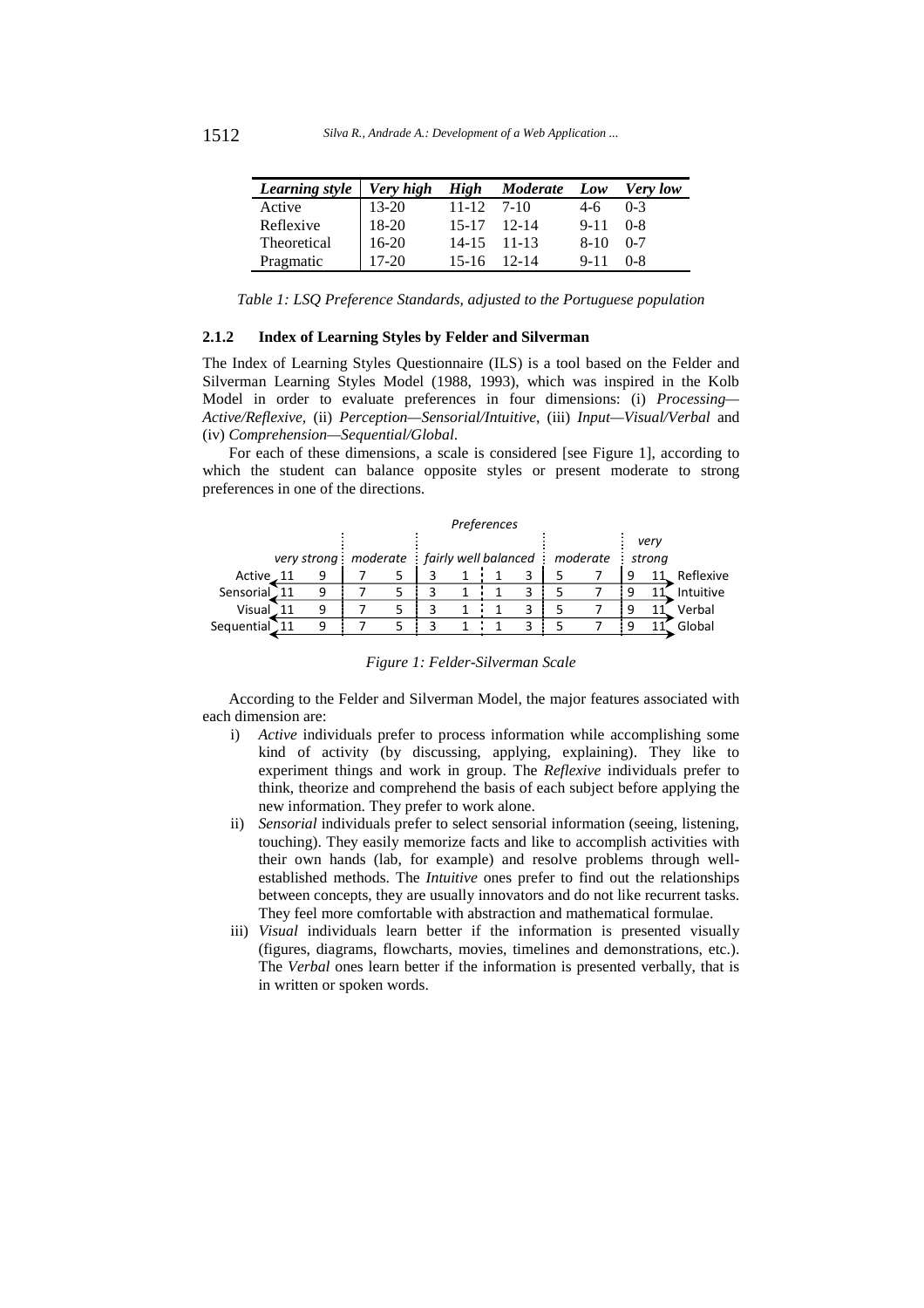| *Learning style* | *Very high* | *High* | *Moderate* | *Low* | *Very low* |
|---|---|---|---|---|---|
| Active | 13-20 | 11-12 | 7-10 | 4-6 | 0-3 |
| Reflexive | 18-20 | 15-17 | 12-14 | 9-11 | 0-8 |
| Theoretical | 16-20 | 14-15 | 11-13 | 8-10 | 0-7 |
| Pragmatic | 17-20 | 15-16 | 12-14 | 9-11 | 0-8 |

*Table 1: LSQ Preference Standards, adjusted to the Portuguese population*

### 2.1.2 Index of Learning Styles by Felder and Silverman

The Index of Learning Styles Questionnaire (ILS) is a tool based on the Felder and Silverman Learning Styles Model (1988, 1993), which was inspired in the Kolb Model in order to evaluate preferences in four dimensions: (i) *Processing—Active/Reflexive*, (ii) *Perception—Sensorial/Intuitive*, (iii) *Input—Visual/Verbal* and (iv) *Comprehension—Sequential/Global.*

For each of these dimensions, a scale is considered [see Figure 1], according to which the student can balance opposite styles or present moderate to strong preferences in one of the directions.

| | *Preferences* | | | | | | | | | | | | |
|---|---|---|---|---|---|---|---|---|---|---|---|---|---|
| | *very strong* | | *moderate* | | *fairly well balanced* | | | | *moderate* | | *very strong* | | |
| Active | 11 | 9 | 7 | 5 | 3 | 1 | 1 | 3 | 5 | 7 | 9 | 11 | Reflexive |
| Sensorial | 11 | 9 | 7 | 5 | 3 | 1 | 1 | 3 | 5 | 7 | 9 | 11 | Intuitive |
| Visual | 11 | 9 | 7 | 5 | 3 | 1 | 1 | 3 | 5 | 7 | 9 | 11 | Verbal |
| Sequential | 11 | 9 | 7 | 5 | 3 | 1 | 1 | 3 | 5 | 7 | 9 | 11 | Global |

*Figure 1: Felder-Silverman Scale*

According to the Felder and Silverman Model, the major features associated with each dimension are:

i) *Active* individuals prefer to process information while accomplishing some kind of activity (by discussing, applying, explaining). They like to experiment things and work in group. The *Reflexive* individuals prefer to think, theorize and comprehend the basis of each subject before applying the new information. They prefer to work alone.

ii) *Sensorial* individuals prefer to select sensorial information (seeing, listening, touching). They easily memorize facts and like to accomplish activities with their own hands (lab, for example) and resolve problems through well-established methods. The *Intuitive* ones prefer to find out the relationships between concepts, they are usually innovators and do not like recurrent tasks. They feel more comfortable with abstraction and mathematical formulae.

iii) *Visual* individuals learn better if the information is presented visually (figures, diagrams, flowcharts, movies, timelines and demonstrations, etc.). The *Verbal* ones learn better if the information is presented verbally, that is in written or spoken words.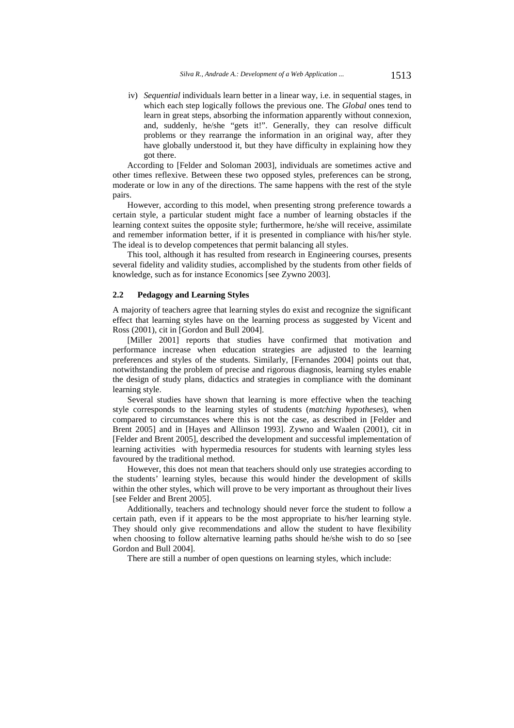iv) *Sequential* individuals learn better in a linear way, i.e. in sequential stages, in which each step logically follows the previous one. The *Global* ones tend to learn in great steps, absorbing the information apparently without connexion, and, suddenly, he/she "gets it!". Generally, they can resolve difficult problems or they rearrange the information in an original way, after they have globally understood it, but they have difficulty in explaining how they got there.

According to [Felder and Soloman 2003], individuals are sometimes active and other times reflexive. Between these two opposed styles, preferences can be strong, moderate or low in any of the directions. The same happens with the rest of the style pairs.

However, according to this model, when presenting strong preference towards a certain style, a particular student might face a number of learning obstacles if the learning context suites the opposite style; furthermore, he/she will receive, assimilate and remember information better, if it is presented in compliance with his/her style. The ideal is to develop competences that permit balancing all styles.

This tool, although it has resulted from research in Engineering courses, presents several fidelity and validity studies, accomplished by the students from other fields of knowledge, such as for instance Economics [see Zywno 2003].

### 2.2 Pedagogy and Learning Styles

A majority of teachers agree that learning styles do exist and recognize the significant effect that learning styles have on the learning process as suggested by Vicent and Ross (2001), cit in [Gordon and Bull 2004].

[Miller 2001] reports that studies have confirmed that motivation and performance increase when education strategies are adjusted to the learning preferences and styles of the students. Similarly, [Fernandes 2004] points out that, notwithstanding the problem of precise and rigorous diagnosis, learning styles enable the design of study plans, didactics and strategies in compliance with the dominant learning style.

Several studies have shown that learning is more effective when the teaching style corresponds to the learning styles of students (*matching hypotheses*), when compared to circumstances where this is not the case, as described in [Felder and Brent 2005] and in [Hayes and Allinson 1993]. Zywno and Waalen (2001), cit in [Felder and Brent 2005], described the development and successful implementation of learning activities with hypermedia resources for students with learning styles less favoured by the traditional method.

However, this does not mean that teachers should only use strategies according to the students' learning styles, because this would hinder the development of skills within the other styles, which will prove to be very important as throughout their lives [see Felder and Brent 2005].

Additionally, teachers and technology should never force the student to follow a certain path, even if it appears to be the most appropriate to his/her learning style. They should only give recommendations and allow the student to have flexibility when choosing to follow alternative learning paths should he/she wish to do so [see Gordon and Bull 2004].

There are still a number of open questions on learning styles, which include: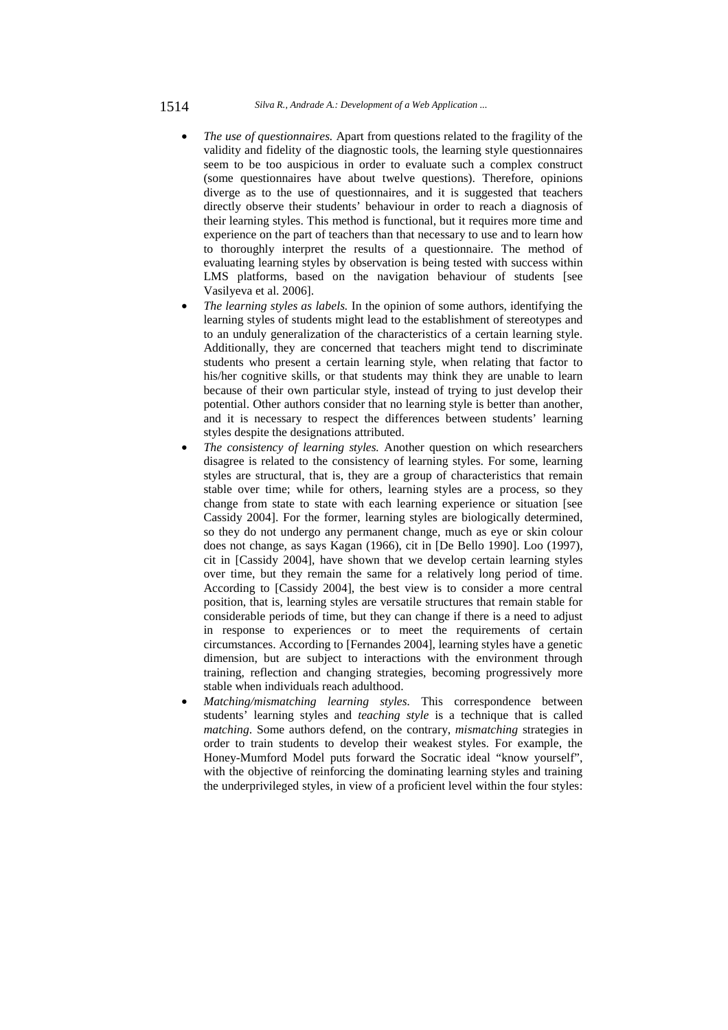- *The use of questionnaires.* Apart from questions related to the fragility of the validity and fidelity of the diagnostic tools, the learning style questionnaires seem to be too auspicious in order to evaluate such a complex construct (some questionnaires have about twelve questions). Therefore, opinions diverge as to the use of questionnaires, and it is suggested that teachers directly observe their students' behaviour in order to reach a diagnosis of their learning styles. This method is functional, but it requires more time and experience on the part of teachers than that necessary to use and to learn how to thoroughly interpret the results of a questionnaire. The method of evaluating learning styles by observation is being tested with success within LMS platforms, based on the navigation behaviour of students [see Vasilyeva et al. 2006].
- *The learning styles as labels.* In the opinion of some authors, identifying the learning styles of students might lead to the establishment of stereotypes and to an unduly generalization of the characteristics of a certain learning style. Additionally, they are concerned that teachers might tend to discriminate students who present a certain learning style, when relating that factor to his/her cognitive skills, or that students may think they are unable to learn because of their own particular style, instead of trying to just develop their potential. Other authors consider that no learning style is better than another, and it is necessary to respect the differences between students' learning styles despite the designations attributed.
- *The consistency of learning styles.* Another question on which researchers disagree is related to the consistency of learning styles. For some, learning styles are structural, that is, they are a group of characteristics that remain stable over time; while for others, learning styles are a process, so they change from state to state with each learning experience or situation [see Cassidy 2004]. For the former, learning styles are biologically determined, so they do not undergo any permanent change, much as eye or skin colour does not change, as says Kagan (1966), cit in [De Bello 1990]. Loo (1997), cit in [Cassidy 2004], have shown that we develop certain learning styles over time, but they remain the same for a relatively long period of time. According to [Cassidy 2004], the best view is to consider a more central position, that is, learning styles are versatile structures that remain stable for considerable periods of time, but they can change if there is a need to adjust in response to experiences or to meet the requirements of certain circumstances. According to [Fernandes 2004], learning styles have a genetic dimension, but are subject to interactions with the environment through training, reflection and changing strategies, becoming progressively more stable when individuals reach adulthood.
- *Matching/mismatching learning styles.* This correspondence between students' learning styles and *teaching style* is a technique that is called *matching*. Some authors defend, on the contrary, *mismatching* strategies in order to train students to develop their weakest styles. For example, the Honey-Mumford Model puts forward the Socratic ideal "know yourself", with the objective of reinforcing the dominating learning styles and training the underprivileged styles, in view of a proficient level within the four styles: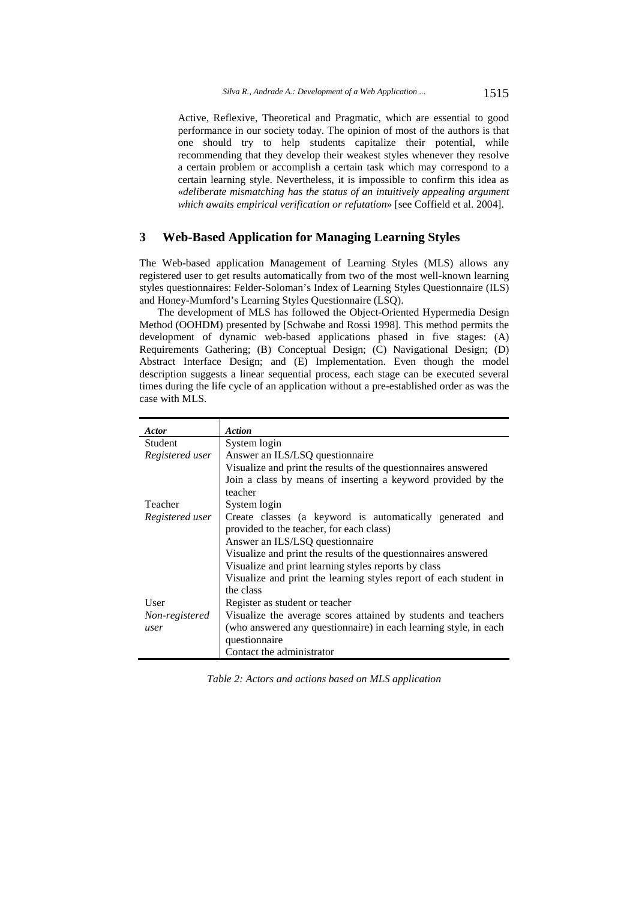Active, Reflexive, Theoretical and Pragmatic, which are essential to good performance in our society today. The opinion of most of the authors is that one should try to help students capitalize their potential, while recommending that they develop their weakest styles whenever they resolve a certain problem or accomplish a certain task which may correspond to a certain learning style. Nevertheless, it is impossible to confirm this idea as «*deliberate mismatching has the status of an intuitively appealing argument which awaits empirical verification or refutation*» [see Coffield et al. 2004].

## 3 Web-Based Application for Managing Learning Styles

The Web-based application Management of Learning Styles (MLS) allows any registered user to get results automatically from two of the most well-known learning styles questionnaires: Felder-Soloman's Index of Learning Styles Questionnaire (ILS) and Honey-Mumford's Learning Styles Questionnaire (LSQ).

The development of MLS has followed the Object-Oriented Hypermedia Design Method (OOHDM) presented by [Schwabe and Rossi 1998]. This method permits the development of dynamic web-based applications phased in five stages: (A) Requirements Gathering; (B) Conceptual Design; (C) Navigational Design; (D) Abstract Interface Design; and (E) Implementation. Even though the model description suggests a linear sequential process, each stage can be executed several times during the life cycle of an application without a pre-established order as was the case with MLS.

| *Actor* | *Action* |
|---|---|
| Student<br>*Registered user* | System login<br>Answer an ILS/LSQ questionnaire<br>Visualize and print the results of the questionnaires answered<br>Join a class by means of inserting a keyword provided by the teacher |
| Teacher<br>*Registered user* | System login<br>Create classes (a keyword is automatically generated and provided to the teacher, for each class)<br>Answer an ILS/LSQ questionnaire<br>Visualize and print the results of the questionnaires answered<br>Visualize and print learning styles reports by class<br>Visualize and print the learning styles report of each student in the class |
| User<br>*Non-registered user* | Register as student or teacher<br>Visualize the average scores attained by students and teachers (who answered any questionnaire) in each learning style, in each questionnaire<br>Contact the administrator |

*Table 2: Actors and actions based on MLS application*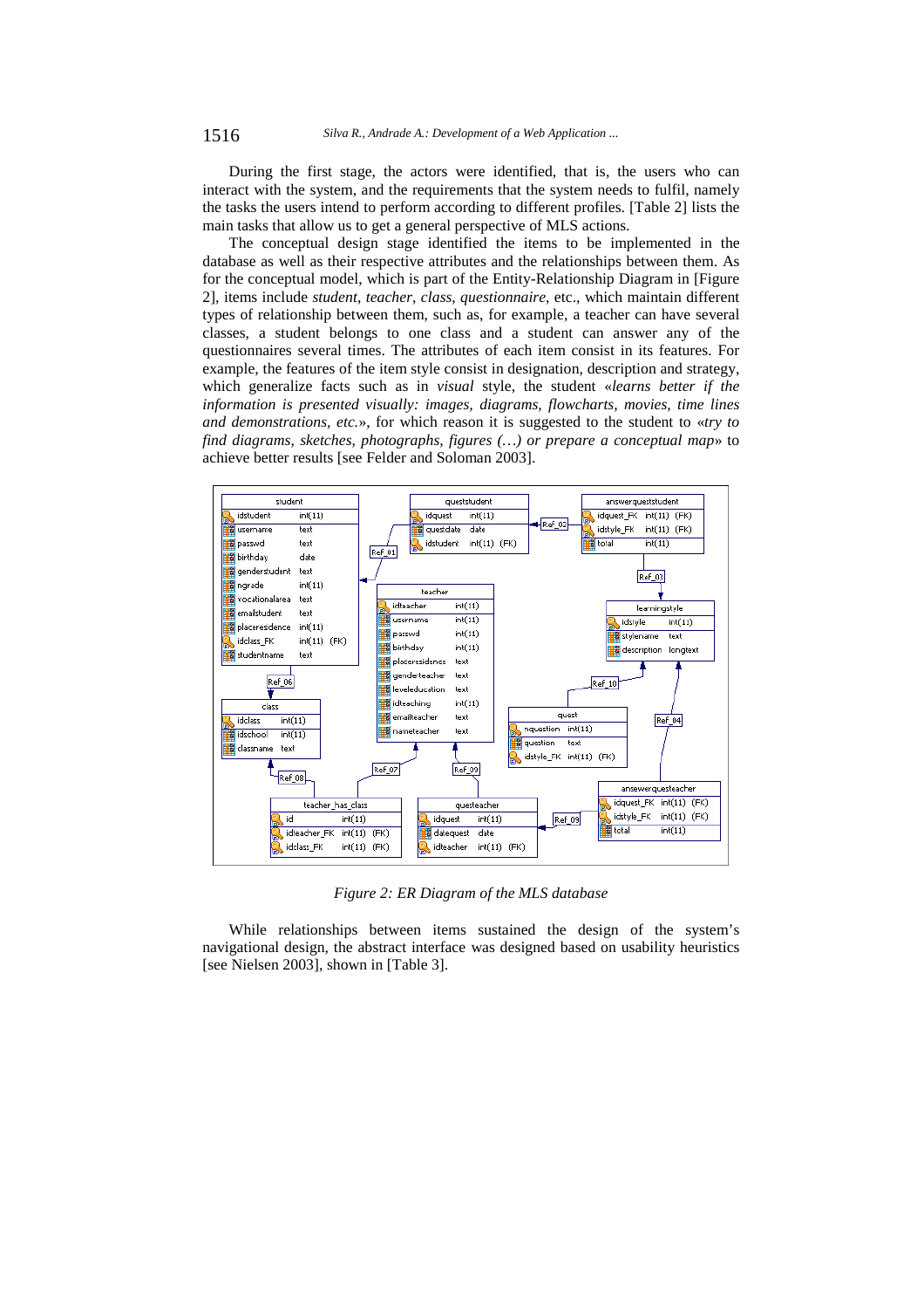During the first stage, the actors were identified, that is, the users who can interact with the system, and the requirements that the system needs to fulfil, namely the tasks the users intend to perform according to different profiles. [Table 2] lists the main tasks that allow us to get a general perspective of MLS actions.

The conceptual design stage identified the items to be implemented in the database as well as their respective attributes and the relationships between them. As for the conceptual model, which is part of the Entity-Relationship Diagram in [Figure 2], items include *student*, *teacher*, *class*, *questionnaire*, etc., which maintain different types of relationship between them, such as, for example, a teacher can have several classes, a student belongs to one class and a student can answer any of the questionnaires several times. The attributes of each item consist in its features. For example, the features of the item style consist in designation, description and strategy, which generalize facts such as in *visual* style, the student «*learns better if the information is presented visually: images, diagrams, flowcharts, movies, time lines and demonstrations, etc.*», for which reason it is suggested to the student to «*try to find diagrams, sketches, photographs, figures (…) or prepare a conceptual map*» to achieve better results [see Felder and Soloman 2003].

*Figure 2: ER Diagram of the MLS database*

While relationships between items sustained the design of the system's navigational design, the abstract interface was designed based on usability heuristics [see Nielsen 2003], shown in [Table 3].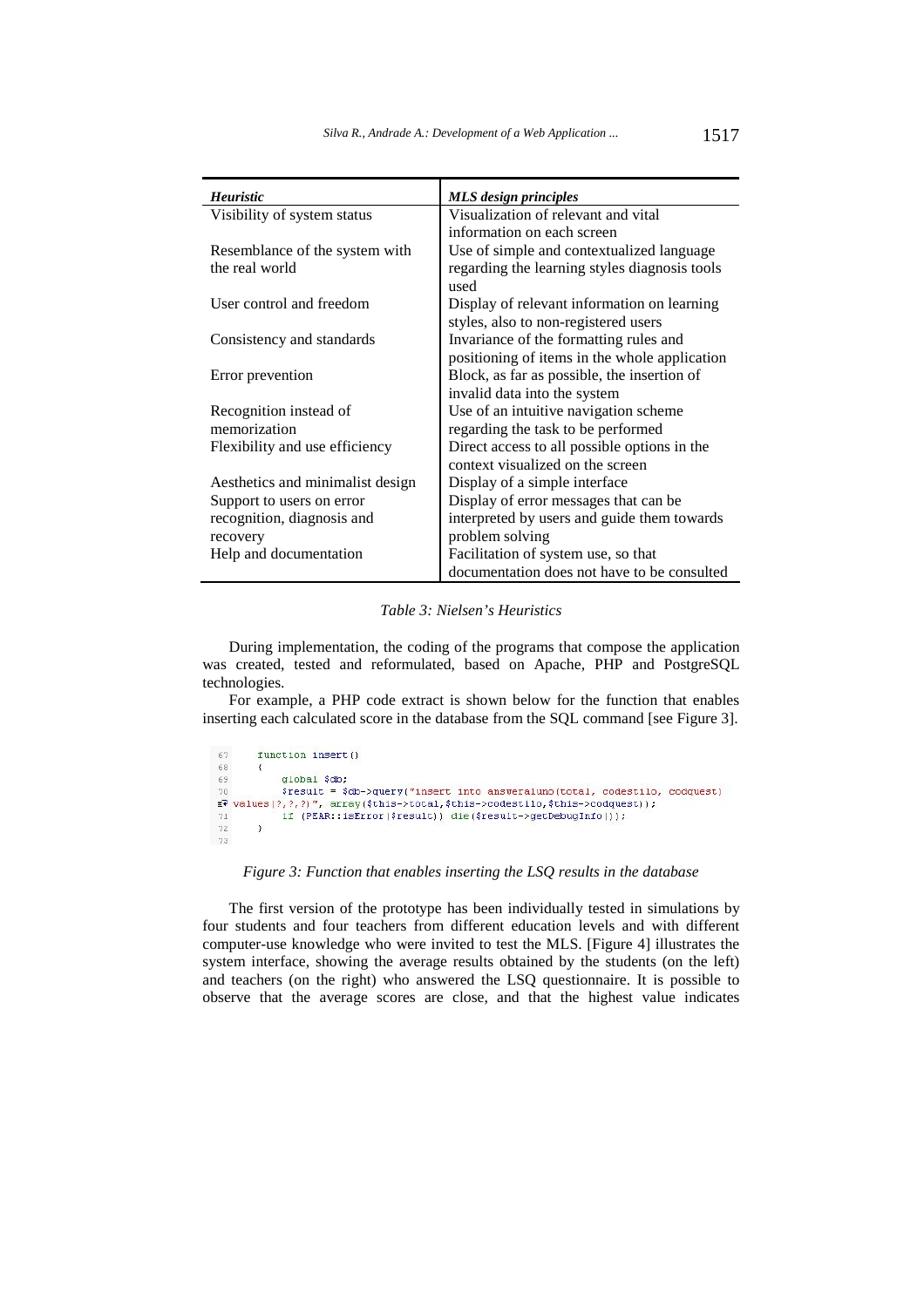| *Heuristic* | *MLS design principles* |
|---|---|
| Visibility of system status | Visualization of relevant and vital information on each screen |
| Resemblance of the system with the real world | Use of simple and contextualized language regarding the learning styles diagnosis tools used |
| User control and freedom | Display of relevant information on learning styles, also to non-registered users |
| Consistency and standards | Invariance of the formatting rules and positioning of items in the whole application |
| Error prevention | Block, as far as possible, the insertion of invalid data into the system |
| Recognition instead of memorization | Use of an intuitive navigation scheme regarding the task to be performed |
| Flexibility and use efficiency | Direct access to all possible options in the context visualized on the screen |
| Aesthetics and minimalist design | Display of a simple interface |
| Support to users on error recognition, diagnosis and recovery | Display of error messages that can be interpreted by users and guide them towards problem solving |
| Help and documentation | Facilitation of system use, so that documentation does not have to be consulted |

*Table 3: Nielsen's Heuristics*

During implementation, the coding of the programs that compose the application was created, tested and reformulated, based on Apache, PHP and PostgreSQL technologies.

For example, a PHP code extract is shown below for the function that enables inserting each calculated score in the database from the SQL command [see Figure 3].

```
67      function insert()
68      {
69          global $db;
70          $result = $db->query("insert into answeraluno(total, codestilo, codquest)
        values(?,?,?)", array($this->total,$this->codestilo,$this->codquest));
71          if (PEAR::isError($result)) die($result->getDebugInfo());
72      }
73
```

*Figure 3: Function that enables inserting the LSQ results in the database*

The first version of the prototype has been individually tested in simulations by four students and four teachers from different education levels and with different computer-use knowledge who were invited to test the MLS. [Figure 4] illustrates the system interface, showing the average results obtained by the students (on the left) and teachers (on the right) who answered the LSQ questionnaire. It is possible to observe that the average scores are close, and that the highest value indicates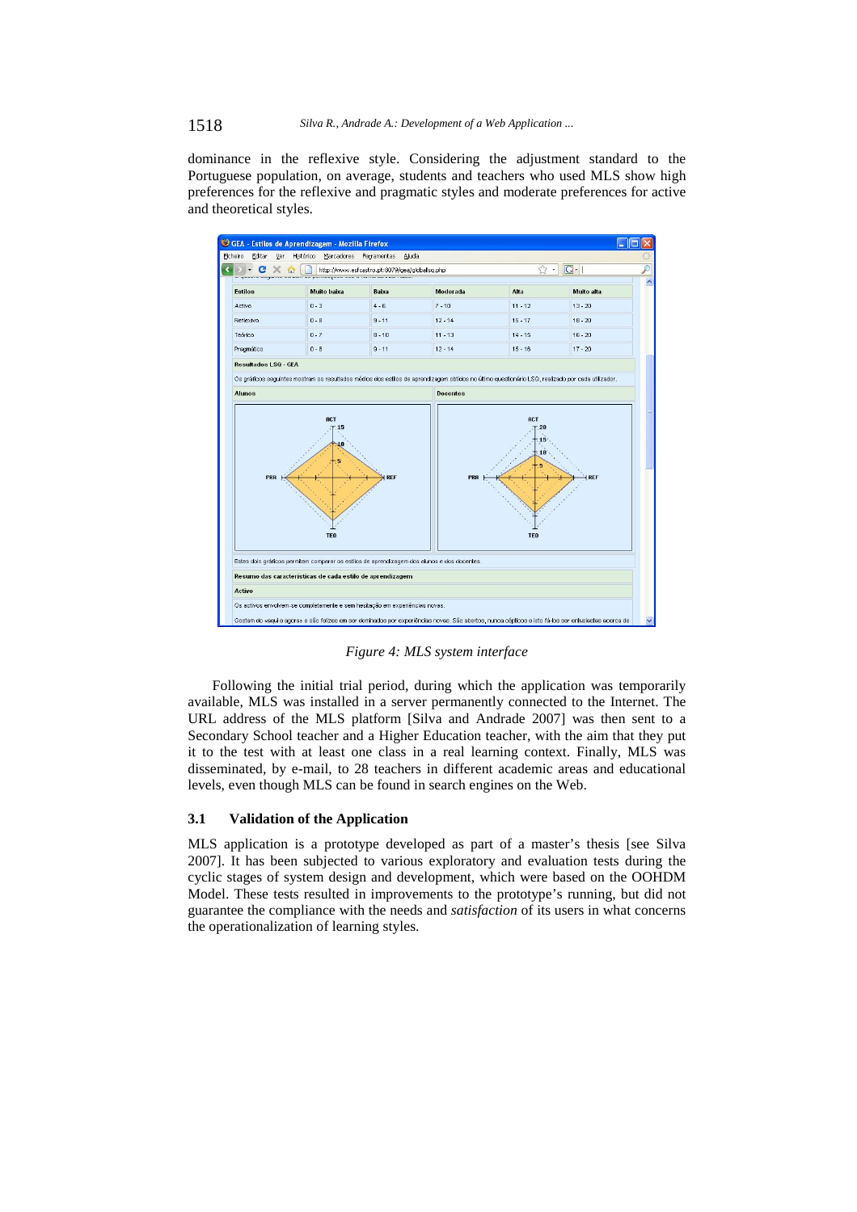dominance in the reflexive style. Considering the adjustment standard to the Portuguese population, on average, students and teachers who used MLS show high preferences for the reflexive and pragmatic styles and moderate preferences for active and theoretical styles.

*Figure 4: MLS system interface*

Following the initial trial period, during which the application was temporarily available, MLS was installed in a server permanently connected to the Internet. The URL address of the MLS platform [Silva and Andrade 2007] was then sent to a Secondary School teacher and a Higher Education teacher, with the aim that they put it to the test with at least one class in a real learning context. Finally, MLS was disseminated, by e-mail, to 28 teachers in different academic areas and educational levels, even though MLS can be found in search engines on the Web.

### 3.1 Validation of the Application

MLS application is a prototype developed as part of a master's thesis [see Silva 2007]. It has been subjected to various exploratory and evaluation tests during the cyclic stages of system design and development, which were based on the OOHDM Model. These tests resulted in improvements to the prototype's running, but did not guarantee the compliance with the needs and *satisfaction* of its users in what concerns the operationalization of learning styles.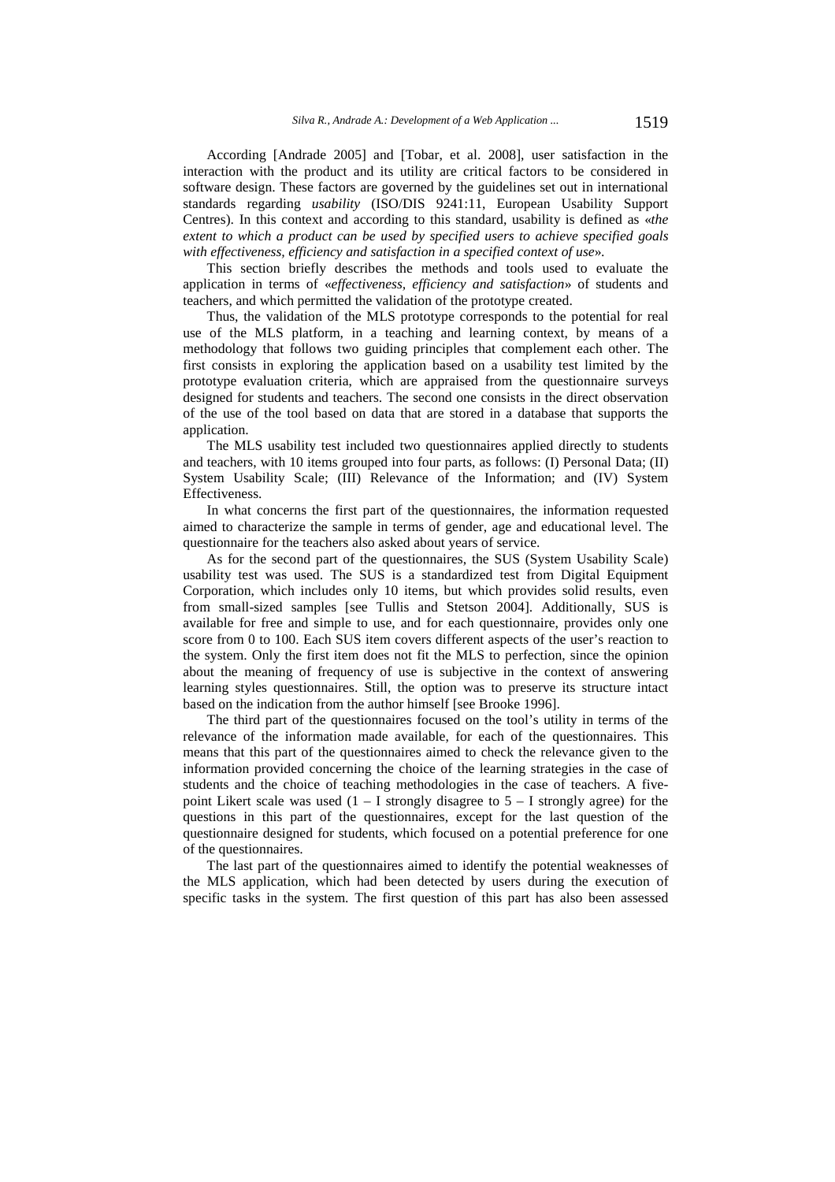According [Andrade 2005] and [Tobar, et al. 2008], user satisfaction in the interaction with the product and its utility are critical factors to be considered in software design. These factors are governed by the guidelines set out in international standards regarding *usability* (ISO/DIS 9241:11, European Usability Support Centres). In this context and according to this standard, usability is defined as «*the extent to which a product can be used by specified users to achieve specified goals with effectiveness, efficiency and satisfaction in a specified context of use*».

This section briefly describes the methods and tools used to evaluate the application in terms of «*effectiveness, efficiency and satisfaction*» of students and teachers, and which permitted the validation of the prototype created.

Thus, the validation of the MLS prototype corresponds to the potential for real use of the MLS platform, in a teaching and learning context, by means of a methodology that follows two guiding principles that complement each other. The first consists in exploring the application based on a usability test limited by the prototype evaluation criteria, which are appraised from the questionnaire surveys designed for students and teachers. The second one consists in the direct observation of the use of the tool based on data that are stored in a database that supports the application.

The MLS usability test included two questionnaires applied directly to students and teachers, with 10 items grouped into four parts, as follows: (I) Personal Data; (II) System Usability Scale; (III) Relevance of the Information; and (IV) System Effectiveness.

In what concerns the first part of the questionnaires, the information requested aimed to characterize the sample in terms of gender, age and educational level. The questionnaire for the teachers also asked about years of service.

As for the second part of the questionnaires, the SUS (System Usability Scale) usability test was used. The SUS is a standardized test from Digital Equipment Corporation, which includes only 10 items, but which provides solid results, even from small-sized samples [see Tullis and Stetson 2004]. Additionally, SUS is available for free and simple to use, and for each questionnaire, provides only one score from 0 to 100. Each SUS item covers different aspects of the user's reaction to the system. Only the first item does not fit the MLS to perfection, since the opinion about the meaning of frequency of use is subjective in the context of answering learning styles questionnaires. Still, the option was to preserve its structure intact based on the indication from the author himself [see Brooke 1996].

The third part of the questionnaires focused on the tool's utility in terms of the relevance of the information made available, for each of the questionnaires. This means that this part of the questionnaires aimed to check the relevance given to the information provided concerning the choice of the learning strategies in the case of students and the choice of teaching methodologies in the case of teachers. A five-point Likert scale was used (1 – I strongly disagree to 5 – I strongly agree) for the questions in this part of the questionnaires, except for the last question of the questionnaire designed for students, which focused on a potential preference for one of the questionnaires.

The last part of the questionnaires aimed to identify the potential weaknesses of the MLS application, which had been detected by users during the execution of specific tasks in the system. The first question of this part has also been assessed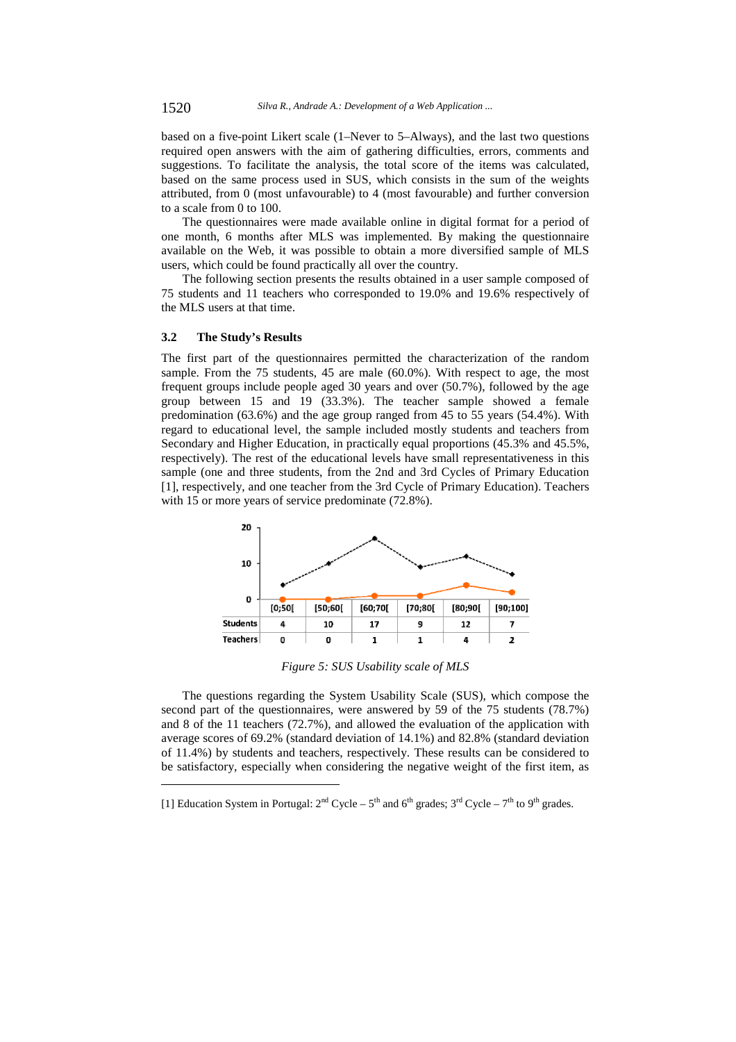based on a five-point Likert scale (1–Never to 5–Always), and the last two questions required open answers with the aim of gathering difficulties, errors, comments and suggestions. To facilitate the analysis, the total score of the items was calculated, based on the same process used in SUS, which consists in the sum of the weights attributed, from 0 (most unfavourable) to 4 (most favourable) and further conversion to a scale from 0 to 100.

The questionnaires were made available online in digital format for a period of one month, 6 months after MLS was implemented. By making the questionnaire available on the Web, it was possible to obtain a more diversified sample of MLS users, which could be found practically all over the country.

The following section presents the results obtained in a user sample composed of 75 students and 11 teachers who corresponded to 19.0% and 19.6% respectively of the MLS users at that time.

### 3.2 The Study's Results

The first part of the questionnaires permitted the characterization of the random sample. From the 75 students, 45 are male (60.0%). With respect to age, the most frequent groups include people aged 30 years and over (50.7%), followed by the age group between 15 and 19 (33.3%). The teacher sample showed a female predomination (63.6%) and the age group ranged from 45 to 55 years (54.4%). With regard to educational level, the sample included mostly students and teachers from Secondary and Higher Education, in practically equal proportions (45.3% and 45.5%, respectively). The rest of the educational levels have small representativeness in this sample (one and three students, from the 2nd and 3rd Cycles of Primary Education [1], respectively, and one teacher from the 3rd Cycle of Primary Education). Teachers with 15 or more years of service predominate (72.8%).

| | [0;50[ | [50;60[ | [60;70[ | [70;80[ | [80;90[ | [90;100] |
|---|---|---|---|---|---|---|
| Students | 4 | 10 | 17 | 9 | 12 | 7 |
| Teachers | 0 | 0 | 1 | 1 | 4 | 2 |

*Figure 5: SUS Usability scale of MLS*

The questions regarding the System Usability Scale (SUS), which compose the second part of the questionnaires, were answered by 59 of the 75 students (78.7%) and 8 of the 11 teachers (72.7%), and allowed the evaluation of the application with average scores of 69.2% (standard deviation of 14.1%) and 82.8% (standard deviation of 11.4%) by students and teachers, respectively. These results can be considered to be satisfactory, especially when considering the negative weight of the first item, as

---

[1] Education System in Portugal: 2nd Cycle – 5th and 6th grades; 3rd Cycle – 7th to 9th grades.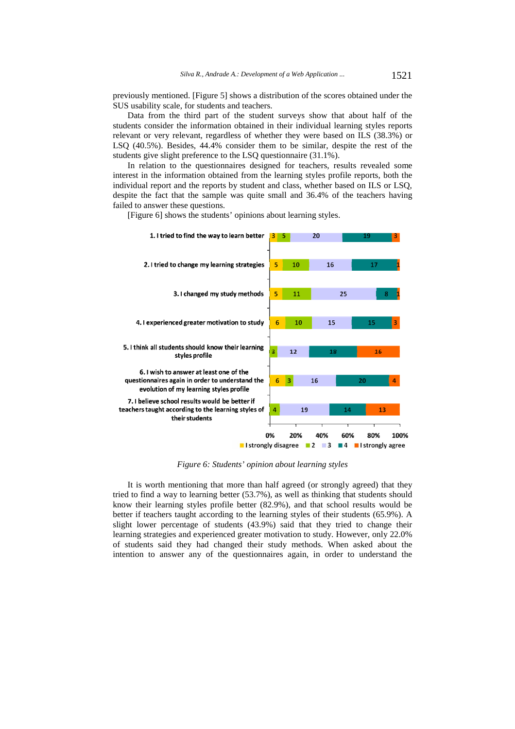previously mentioned. [Figure 5] shows a distribution of the scores obtained under the SUS usability scale, for students and teachers.

Data from the third part of the student surveys show that about half of the students consider the information obtained in their individual learning styles reports relevant or very relevant, regardless of whether they were based on ILS (38.3%) or LSQ (40.5%). Besides, 44.4% consider them to be similar, despite the rest of the students give slight preference to the LSQ questionnaire (31.1%).

In relation to the questionnaires designed for teachers, results revealed some interest in the information obtained from the learning styles profile reports, both the individual report and the reports by student and class, whether based on ILS or LSQ, despite the fact that the sample was quite small and 36.4% of the teachers having failed to answer these questions.

[Figure 6] shows the students' opinions about learning styles.

| | I strongly disagree | 2 | 3 | 4 | I strongly agree |
|---|---|---|---|---|---|
| 1. I tried to find the way to learn better | 3 | 5 | 20 | 19 | 3 |
| 2. I tried to change my learning strategies | 5 | 10 | 16 | 17 | 1 |
| 3. I changed my study methods | 5 | 11 | 25 | 8 | 1 |
| 4. I experienced greater motivation to study | 6 | 10 | 15 | 15 | 3 |
| 5. I think all students should know their learning styles profile | | 3 | 12 | 18 | 16 |
| 6. I wish to answer at least one of the questionnaires again in order to understand the evolution of my learning styles profile | 6 | 3 | 16 | 20 | 4 |
| 7. I believe school results would be better if teachers taught according to the learning styles of their students | | 4 | 19 | 14 | 13 |

*Figure 6: Students' opinion about learning styles*

It is worth mentioning that more than half agreed (or strongly agreed) that they tried to find a way to learning better (53.7%), as well as thinking that students should know their learning styles profile better (82.9%), and that school results would be better if teachers taught according to the learning styles of their students (65.9%). A slight lower percentage of students (43.9%) said that they tried to change their learning strategies and experienced greater motivation to study. However, only 22.0% of students said they had changed their study methods. When asked about the intention to answer any of the questionnaires again, in order to understand the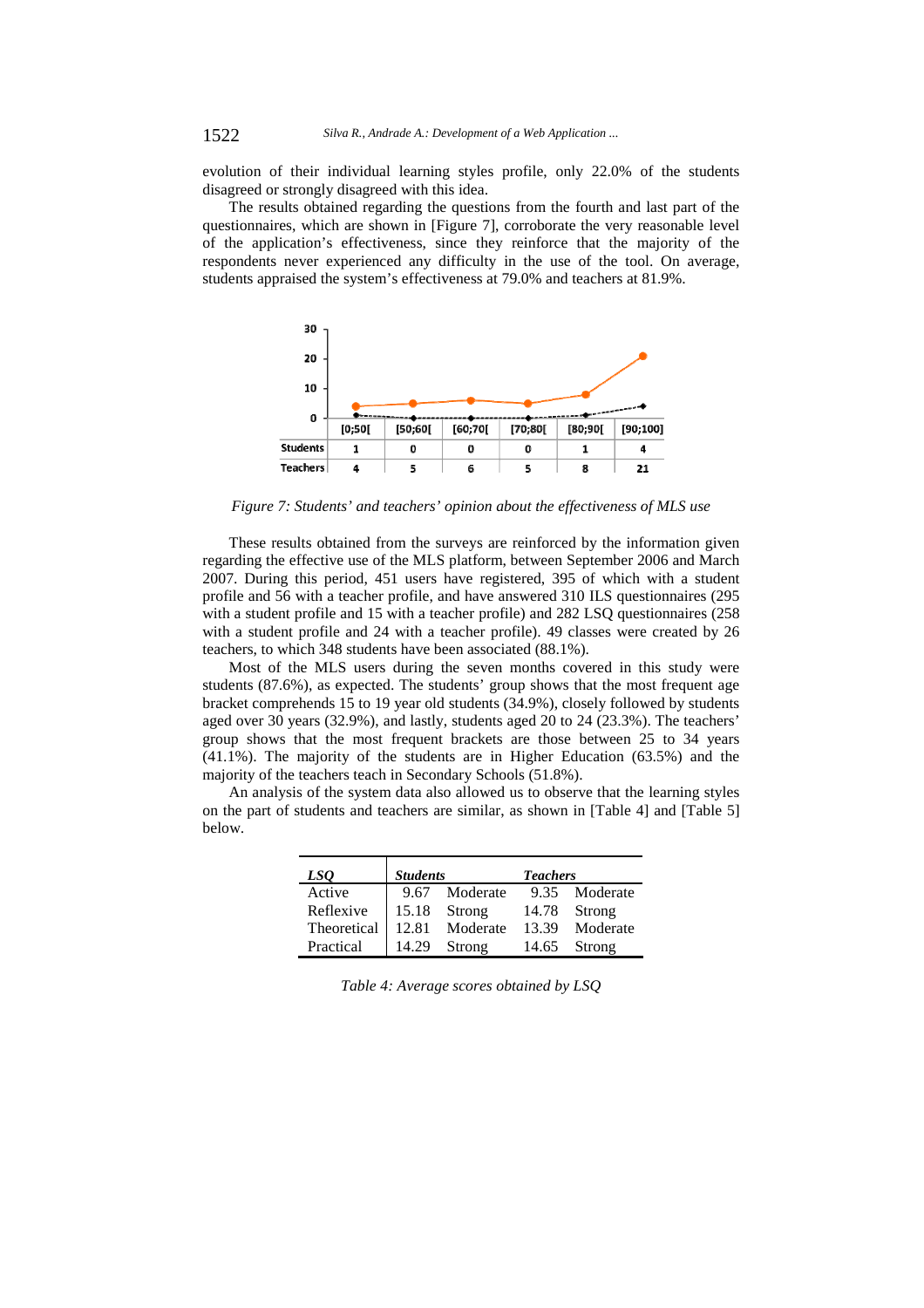evolution of their individual learning styles profile, only 22.0% of the students disagreed or strongly disagreed with this idea.

The results obtained regarding the questions from the fourth and last part of the questionnaires, which are shown in [Figure 7], corroborate the very reasonable level of the application's effectiveness, since they reinforce that the majority of the respondents never experienced any difficulty in the use of the tool. On average, students appraised the system's effectiveness at 79.0% and teachers at 81.9%.

|  | [0;50[ | [50;60[ | [60;70[ | [70;80[ | [80;90[ | [90;100] |
|---|---|---|---|---|---|---|
| Students | 1 | 0 | 0 | 0 | 1 | 4 |
| Teachers | 4 | 5 | 6 | 5 | 8 | 21 |

*Figure 7: Students' and teachers' opinion about the effectiveness of MLS use*

These results obtained from the surveys are reinforced by the information given regarding the effective use of the MLS platform, between September 2006 and March 2007. During this period, 451 users have registered, 395 of which with a student profile and 56 with a teacher profile, and have answered 310 ILS questionnaires (295 with a student profile and 15 with a teacher profile) and 282 LSQ questionnaires (258 with a student profile and 24 with a teacher profile). 49 classes were created by 26 teachers, to which 348 students have been associated (88.1%).

Most of the MLS users during the seven months covered in this study were students (87.6%), as expected. The students' group shows that the most frequent age bracket comprehends 15 to 19 year old students (34.9%), closely followed by students aged over 30 years (32.9%), and lastly, students aged 20 to 24 (23.3%). The teachers' group shows that the most frequent brackets are those between 25 to 34 years (41.1%). The majority of the students are in Higher Education (63.5%) and the majority of the teachers teach in Secondary Schools (51.8%).

An analysis of the system data also allowed us to observe that the learning styles on the part of students and teachers are similar, as shown in [Table 4] and [Table 5] below.

| *LSQ* | *Students* | | *Teachers* | |
|---|---|---|---|---|
| Active | 9.67 | Moderate | 9.35 | Moderate |
| Reflexive | 15.18 | Strong | 14.78 | Strong |
| Theoretical | 12.81 | Moderate | 13.39 | Moderate |
| Practical | 14.29 | Strong | 14.65 | Strong |

*Table 4: Average scores obtained by LSQ*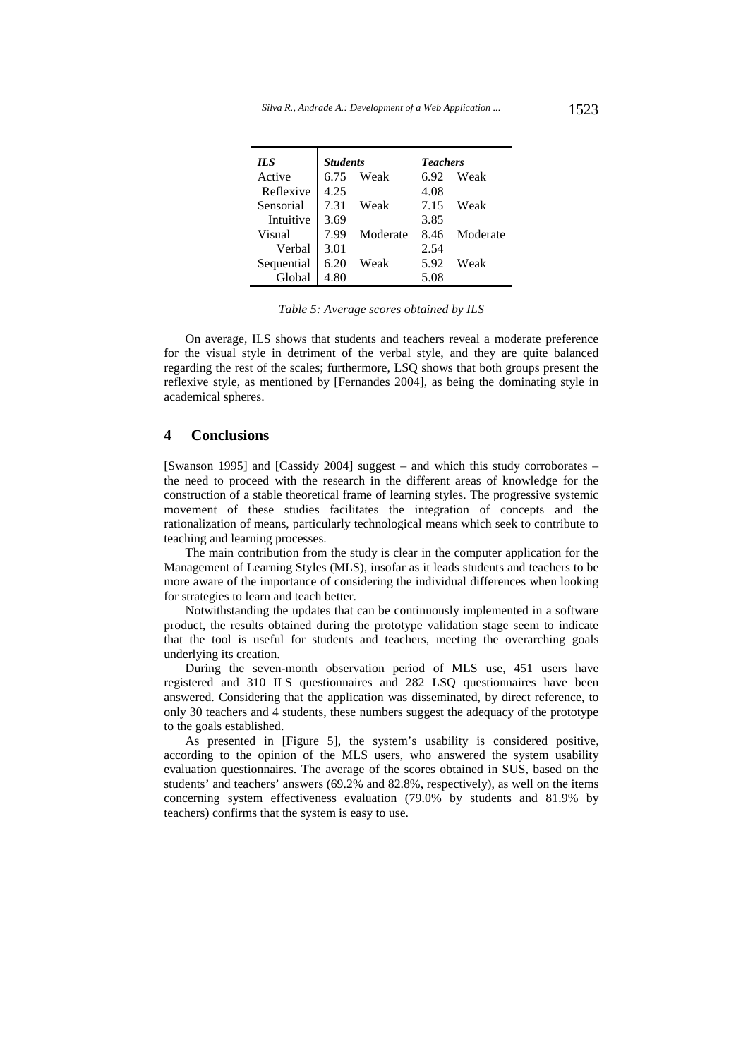| *ILS* | *Students* | | *Teachers* | |
|---|---|---|---|---|
| Active | 6.75 | Weak | 6.92 | Weak |
| Reflexive | 4.25 | | 4.08 | |
| Sensorial | 7.31 | Weak | 7.15 | Weak |
| Intuitive | 3.69 | | 3.85 | |
| Visual | 7.99 | Moderate | 8.46 | Moderate |
| Verbal | 3.01 | | 2.54 | |
| Sequential | 6.20 | Weak | 5.92 | Weak |
| Global | 4.80 | | 5.08 | |

*Table 5: Average scores obtained by ILS*

On average, ILS shows that students and teachers reveal a moderate preference for the visual style in detriment of the verbal style, and they are quite balanced regarding the rest of the scales; furthermore, LSQ shows that both groups present the reflexive style, as mentioned by [Fernandes 2004], as being the dominating style in academical spheres.

## 4 Conclusions

[Swanson 1995] and [Cassidy 2004] suggest – and which this study corroborates – the need to proceed with the research in the different areas of knowledge for the construction of a stable theoretical frame of learning styles. The progressive systemic movement of these studies facilitates the integration of concepts and the rationalization of means, particularly technological means which seek to contribute to teaching and learning processes.

The main contribution from the study is clear in the computer application for the Management of Learning Styles (MLS), insofar as it leads students and teachers to be more aware of the importance of considering the individual differences when looking for strategies to learn and teach better.

Notwithstanding the updates that can be continuously implemented in a software product, the results obtained during the prototype validation stage seem to indicate that the tool is useful for students and teachers, meeting the overarching goals underlying its creation.

During the seven-month observation period of MLS use, 451 users have registered and 310 ILS questionnaires and 282 LSQ questionnaires have been answered. Considering that the application was disseminated, by direct reference, to only 30 teachers and 4 students, these numbers suggest the adequacy of the prototype to the goals established.

As presented in [Figure 5], the system's usability is considered positive, according to the opinion of the MLS users, who answered the system usability evaluation questionnaires. The average of the scores obtained in SUS, based on the students' and teachers' answers (69.2% and 82.8%, respectively), as well on the items concerning system effectiveness evaluation (79.0% by students and 81.9% by teachers) confirms that the system is easy to use.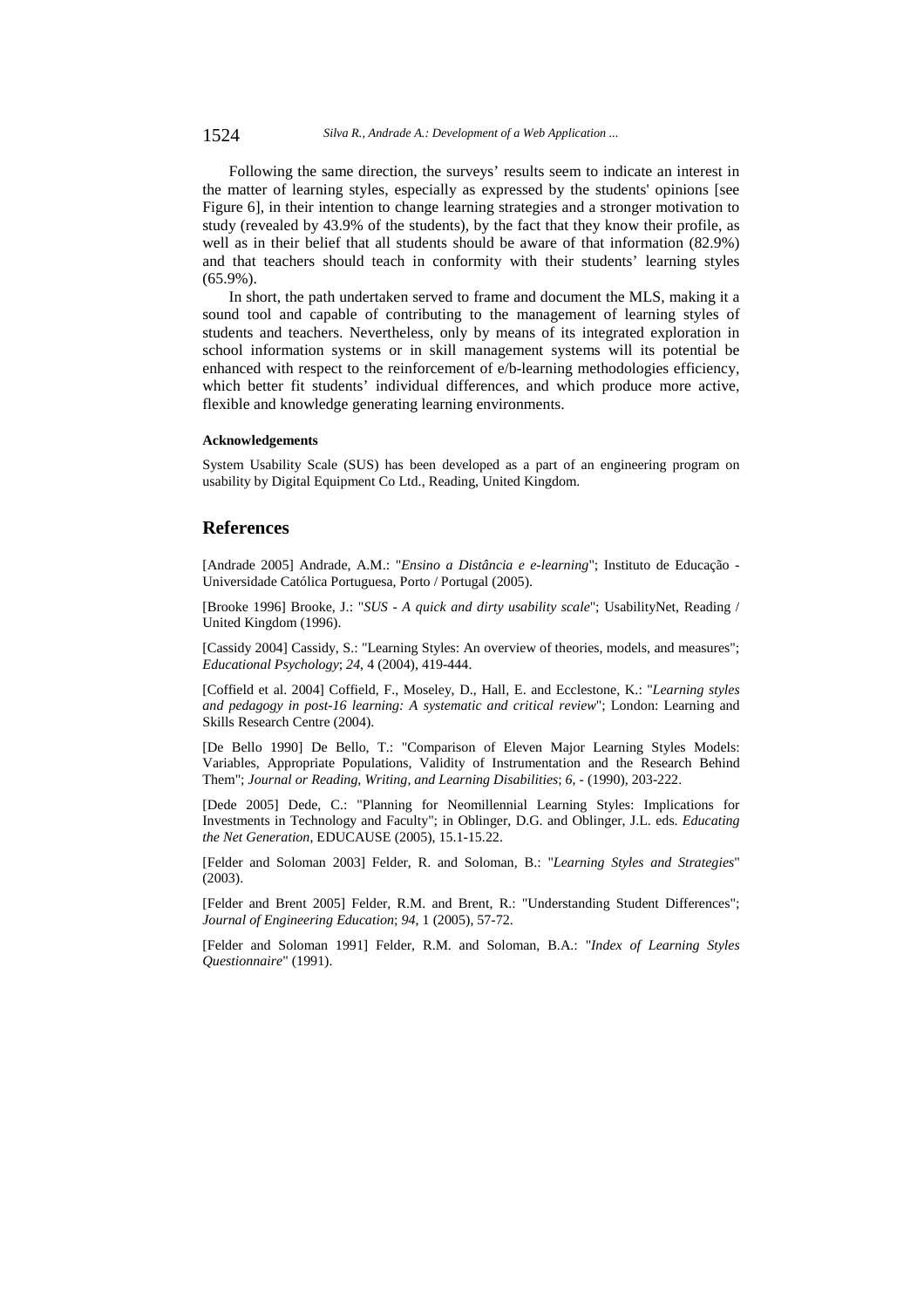Following the same direction, the surveys' results seem to indicate an interest in the matter of learning styles, especially as expressed by the students' opinions [see Figure 6], in their intention to change learning strategies and a stronger motivation to study (revealed by 43.9% of the students), by the fact that they know their profile, as well as in their belief that all students should be aware of that information (82.9%) and that teachers should teach in conformity with their students' learning styles (65.9%).

In short, the path undertaken served to frame and document the MLS, making it a sound tool and capable of contributing to the management of learning styles of students and teachers. Nevertheless, only by means of its integrated exploration in school information systems or in skill management systems will its potential be enhanced with respect to the reinforcement of e/b-learning methodologies efficiency, which better fit students' individual differences, and which produce more active, flexible and knowledge generating learning environments.

#### Acknowledgements

System Usability Scale (SUS) has been developed as a part of an engineering program on usability by Digital Equipment Co Ltd., Reading, United Kingdom.

## References

[Andrade 2005] Andrade, A.M.: "*Ensino a Distância e e-learning*"; Instituto de Educação - Universidade Católica Portuguesa, Porto / Portugal (2005).

[Brooke 1996] Brooke, J.: "*SUS - A quick and dirty usability scale*"; UsabilityNet, Reading / United Kingdom (1996).

[Cassidy 2004] Cassidy, S.: "Learning Styles: An overview of theories, models, and measures"; *Educational Psychology*; *24*, 4 (2004), 419-444.

[Coffield et al. 2004] Coffield, F., Moseley, D., Hall, E. and Ecclestone, K.: "*Learning styles and pedagogy in post-16 learning: A systematic and critical review*"; London: Learning and Skills Research Centre (2004).

[De Bello 1990] De Bello, T.: "Comparison of Eleven Major Learning Styles Models: Variables, Appropriate Populations, Validity of Instrumentation and the Research Behind Them"; *Journal or Reading, Writing, and Learning Disabilities*; *6*, - (1990), 203-222.

[Dede 2005] Dede, C.: "Planning for Neomillennial Learning Styles: Implications for Investments in Technology and Faculty"; in Oblinger, D.G. and Oblinger, J.L. eds. *Educating the Net Generation*, EDUCAUSE (2005), 15.1-15.22.

[Felder and Soloman 2003] Felder, R. and Soloman, B.: "*Learning Styles and Strategies*" (2003).

[Felder and Brent 2005] Felder, R.M. and Brent, R.: "Understanding Student Differences"; *Journal of Engineering Education*; *94*, 1 (2005), 57-72.

[Felder and Soloman 1991] Felder, R.M. and Soloman, B.A.: "*Index of Learning Styles Questionnaire*" (1991).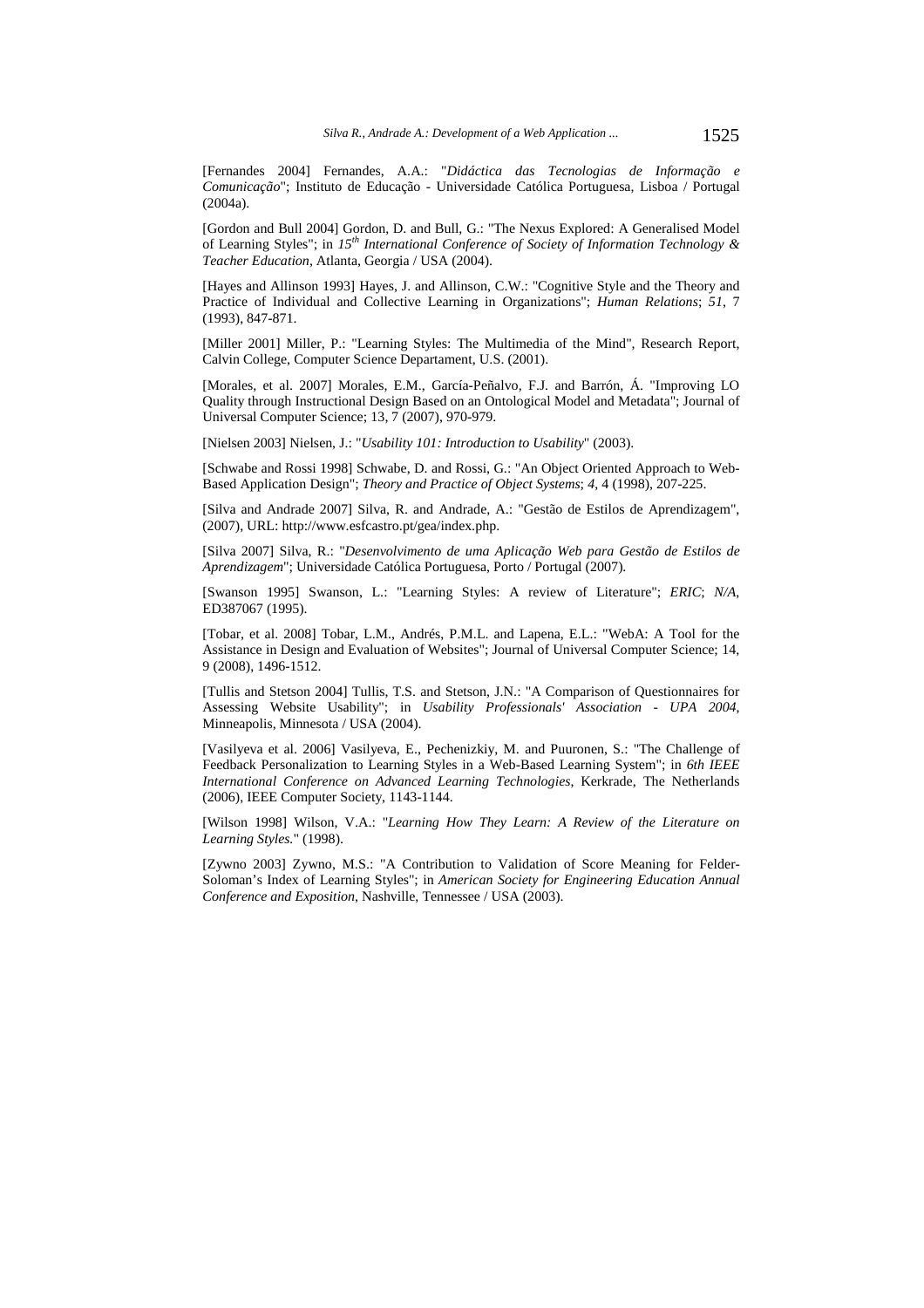[Fernandes 2004] Fernandes, A.A.: "*Didáctica das Tecnologias de Informação e Comunicação*"; Instituto de Educação - Universidade Católica Portuguesa, Lisboa / Portugal (2004a).

[Gordon and Bull 2004] Gordon, D. and Bull, G.: "The Nexus Explored: A Generalised Model of Learning Styles"; in *15th International Conference of Society of Information Technology & Teacher Education*, Atlanta, Georgia / USA (2004).

[Hayes and Allinson 1993] Hayes, J. and Allinson, C.W.: "Cognitive Style and the Theory and Practice of Individual and Collective Learning in Organizations"; *Human Relations*; *51*, 7 (1993), 847-871.

[Miller 2001] Miller, P.: "Learning Styles: The Multimedia of the Mind", Research Report, Calvin College, Computer Science Departament, U.S. (2001).

[Morales, et al. 2007] Morales, E.M., García-Peñalvo, F.J. and Barrón, Á. "Improving LO Quality through Instructional Design Based on an Ontological Model and Metadata"; Journal of Universal Computer Science; 13, 7 (2007), 970-979.

[Nielsen 2003] Nielsen, J.: "*Usability 101: Introduction to Usability*" (2003).

[Schwabe and Rossi 1998] Schwabe, D. and Rossi, G.: "An Object Oriented Approach to Web-Based Application Design"; *Theory and Practice of Object Systems*; *4*, 4 (1998), 207-225.

[Silva and Andrade 2007] Silva, R. and Andrade, A.: "Gestão de Estilos de Aprendizagem", (2007), URL: http://www.esfcastro.pt/gea/index.php.

[Silva 2007] Silva, R.: "*Desenvolvimento de uma Aplicação Web para Gestão de Estilos de Aprendizagem*"; Universidade Católica Portuguesa, Porto / Portugal (2007).

[Swanson 1995] Swanson, L.: "Learning Styles: A review of Literature"; *ERIC*; *N/A*, ED387067 (1995).

[Tobar, et al. 2008] Tobar, L.M., Andrés, P.M.L. and Lapena, E.L.: "WebA: A Tool for the Assistance in Design and Evaluation of Websites"; Journal of Universal Computer Science; 14, 9 (2008), 1496-1512.

[Tullis and Stetson 2004] Tullis, T.S. and Stetson, J.N.: "A Comparison of Questionnaires for Assessing Website Usability"; in *Usability Professionals' Association - UPA 2004*, Minneapolis, Minnesota / USA (2004).

[Vasilyeva et al. 2006] Vasilyeva, E., Pechenizkiy, M. and Puuronen, S.: "The Challenge of Feedback Personalization to Learning Styles in a Web-Based Learning System"; in *6th IEEE International Conference on Advanced Learning Technologies*, Kerkrade, The Netherlands (2006), IEEE Computer Society, 1143-1144.

[Wilson 1998] Wilson, V.A.: "*Learning How They Learn: A Review of the Literature on Learning Styles.*" (1998).

[Zywno 2003] Zywno, M.S.: "A Contribution to Validation of Score Meaning for Felder-Soloman's Index of Learning Styles"; in *American Society for Engineering Education Annual Conference and Exposition*, Nashville, Tennessee / USA (2003).